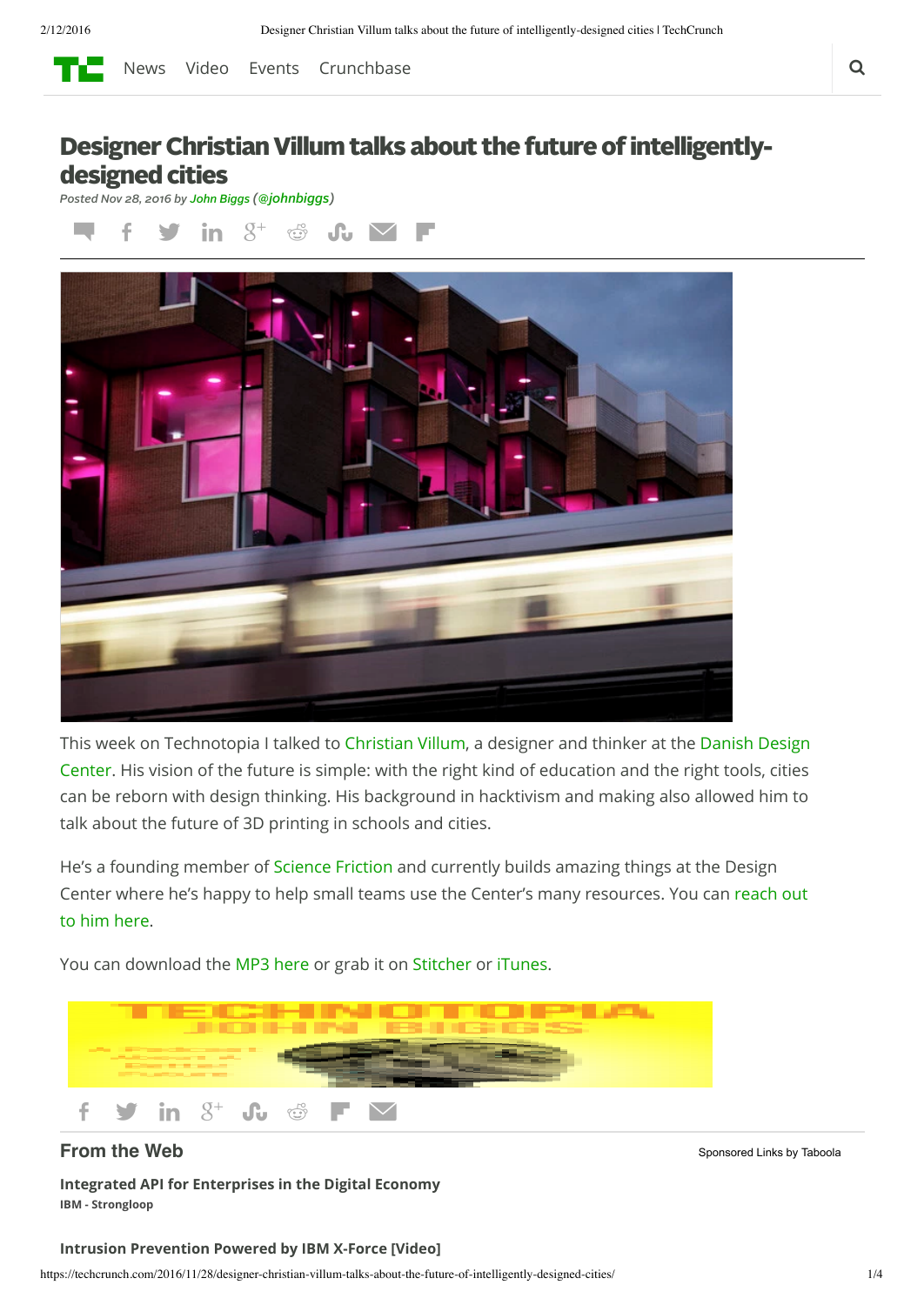# Designer Christian Villum talks about the future of intelligently-designed cities

*Posted Nov 28, 2016 by John Biggs (@johnbiggs)*

This week on Technotopia I talked to Christian Villum, a designer and thinker at the Danish Design Center. His vision of the future is simple: with the right kind of education and the right tools, cities can be reborn with design thinking. His background in hacktivism and making also allowed him to talk about the future of 3D printing in schools and cities.

He's a founding member of Science Friction and currently builds amazing things at the Design Center where he's happy to help small teams use the Center's many resources. You can reach out to him here.

You can download the MP3 here or grab it on Stitcher or iTunes.

## From the Web

Sponsored Links by Taboola

**Integrated API for Enterprises in the Digital Economy**
**IBM - Strongloop**

**Intrusion Prevention Powered by IBM X-Force [Video]**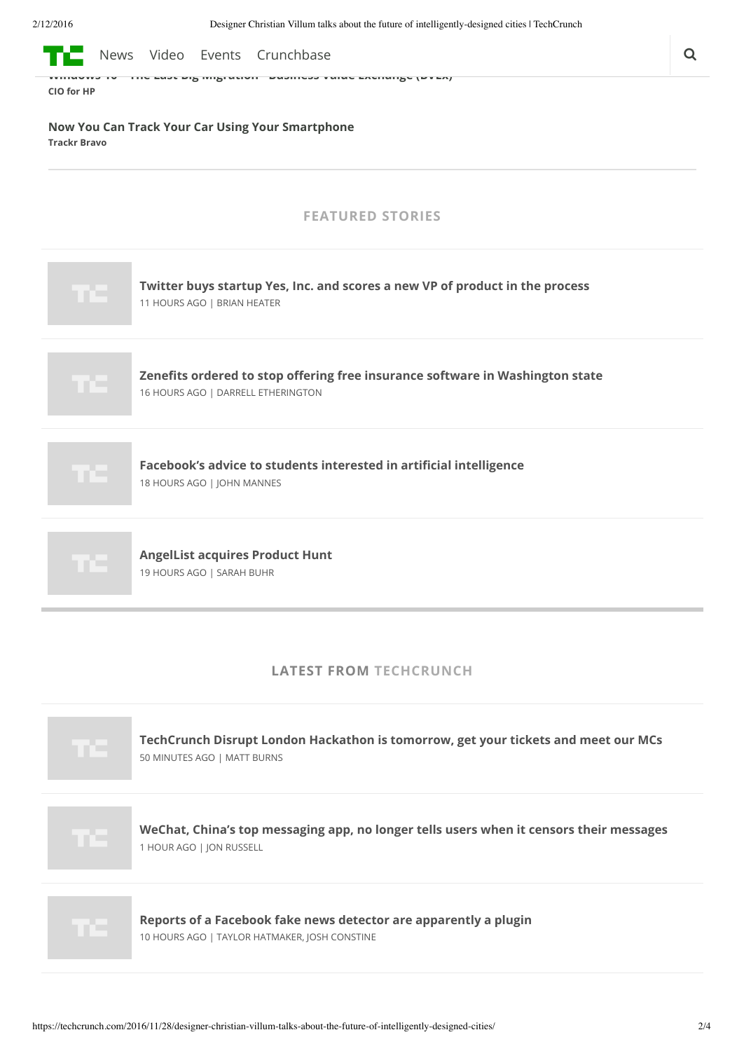**CIO for HP**

**Now You Can Track Your Car Using Your Smartphone**
**Trackr Bravo**

## FEATURED STORIES

**Twitter buys startup Yes, Inc. and scores a new VP of product in the process**
11 HOURS AGO | BRIAN HEATER

**Zenefits ordered to stop offering free insurance software in Washington state**
16 HOURS AGO | DARRELL ETHERINGTON

**Facebook's advice to students interested in artificial intelligence**
18 HOURS AGO | JOHN MANNES

**AngelList acquires Product Hunt**
19 HOURS AGO | SARAH BUHR

## LATEST FROM TECHCRUNCH

**TechCrunch Disrupt London Hackathon is tomorrow, get your tickets and meet our MCs**
50 MINUTES AGO | MATT BURNS

**WeChat, China's top messaging app, no longer tells users when it censors their messages**
1 HOUR AGO | JON RUSSELL

**Reports of a Facebook fake news detector are apparently a plugin**
10 HOURS AGO | TAYLOR HATMAKER, JOSH CONSTINE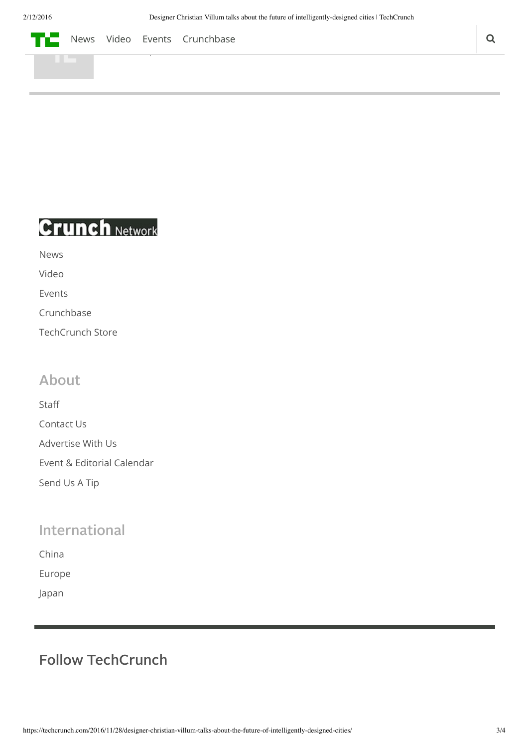News Video Events Crunchbase

Crunch Network

- News
- Video
- Events
- Crunchbase
- TechCrunch Store

## About

- Staff
- Contact Us
- Advertise With Us
- Event & Editorial Calendar
- Send Us A Tip

## International

- China
- Europe
- Japan

## Follow TechCrunch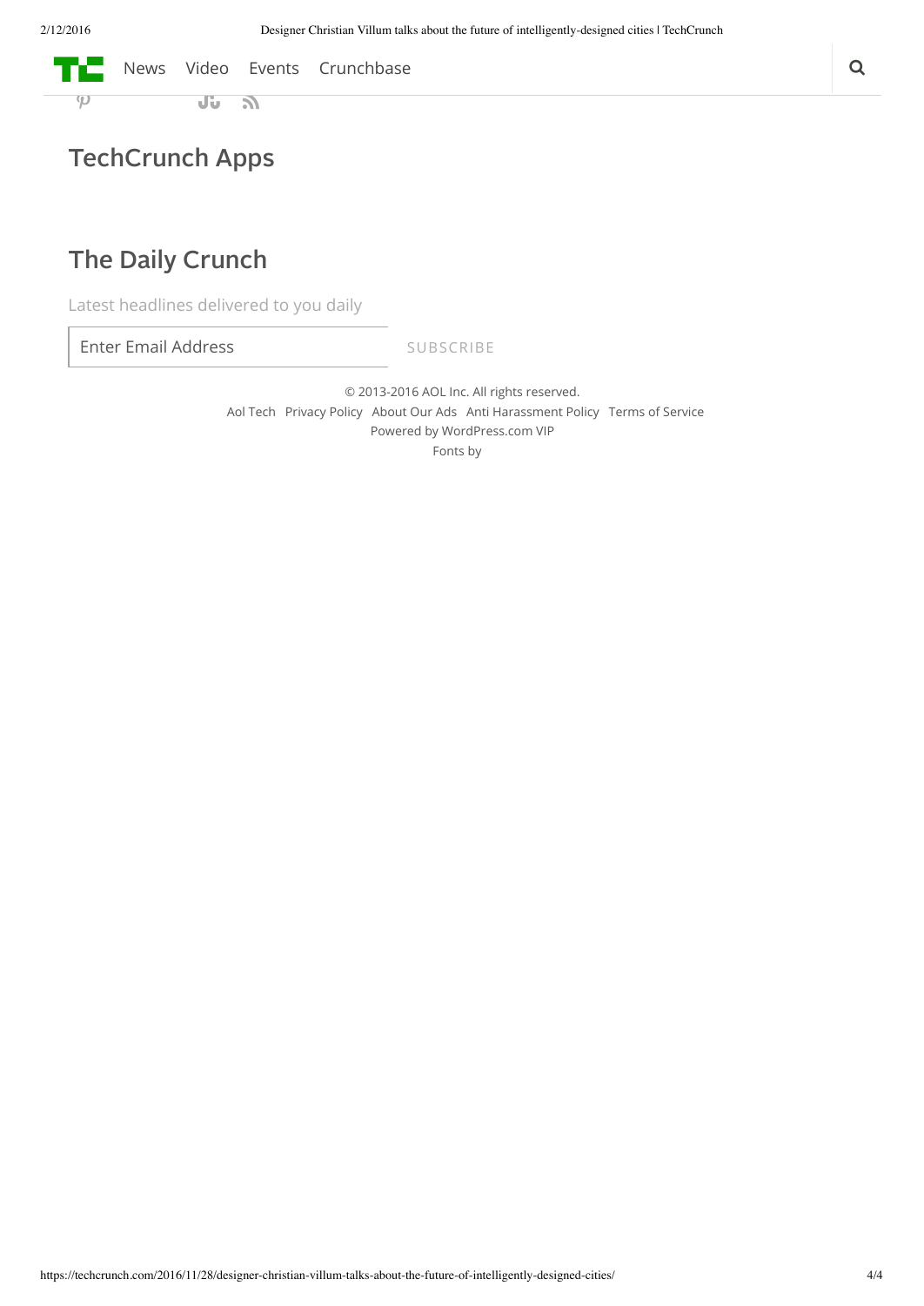## TechCrunch Apps

## The Daily Crunch

Latest headlines delivered to you daily

Enter Email Address SUBSCRIBE

© 2013-2016 AOL Inc. All rights reserved.

Aol Tech Privacy Policy About Our Ads Anti Harassment Policy Terms of Service

Powered by WordPress.com VIP

Fonts by